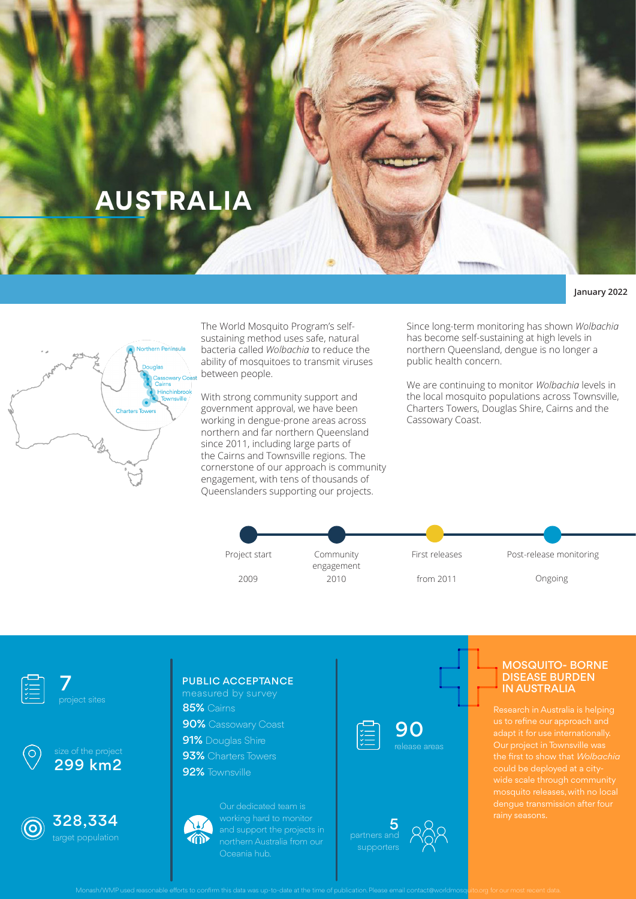# AUSTRALIA

January 2022

Northern Peninsula
Douglas
Cassowary Coast
Cairns
Hinchinbrook
Townsville
Charters Towers

The World Mosquito Program's self-sustaining method uses safe, natural bacteria called *Wolbachia* to reduce the ability of mosquitoes to transmit viruses between people.

With strong community support and government approval, we have been working in dengue-prone areas across northern and far northern Queensland since 2011, including large parts of the Cairns and Townsville regions. The cornerstone of our approach is community engagement, with tens of thousands of Queenslanders supporting our projects.

Since long-term monitoring has shown *Wolbachia* has become self-sustaining at high levels in northern Queensland, dengue is no longer a public health concern.

We are continuing to monitor *Wolbachia* levels in the local mosquito populations across Townsville, Charters Towers, Douglas Shire, Cairns and the Cassowary Coast.

| Project start | Community engagement | First releases | Post-release monitoring |
|---|---|---|---|
| 2009 | 2010 | from 2011 | Ongoing |

**7** project sites

size of the project **299 km2**

**328,334** target population

## PUBLIC ACCEPTANCE

measured by survey

- **85%** Cairns
- **90%** Cassowary Coast
- **91%** Douglas Shire
- **93%** Charters Towers
- **92%** Townsville

Our dedicated team is working hard to monitor and support the projects in northern Australia from our Oceania hub.

**90** release areas

**5** partners and supporters

## MOSQUITO- BORNE DISEASE BURDEN IN AUSTRALIA

Research in Australia is helping us to refine our approach and adapt it for use internationally. Our project in Townsville was the first to show that *Wolbachia* could be deployed at a city-wide scale through community mosquito releases, with no local dengue transmission after four rainy seasons.

Monash/WMP used reasonable efforts to confirm this data was up-to-date at the time of publication. Please email contact@worldmosquito.org for our most recent data.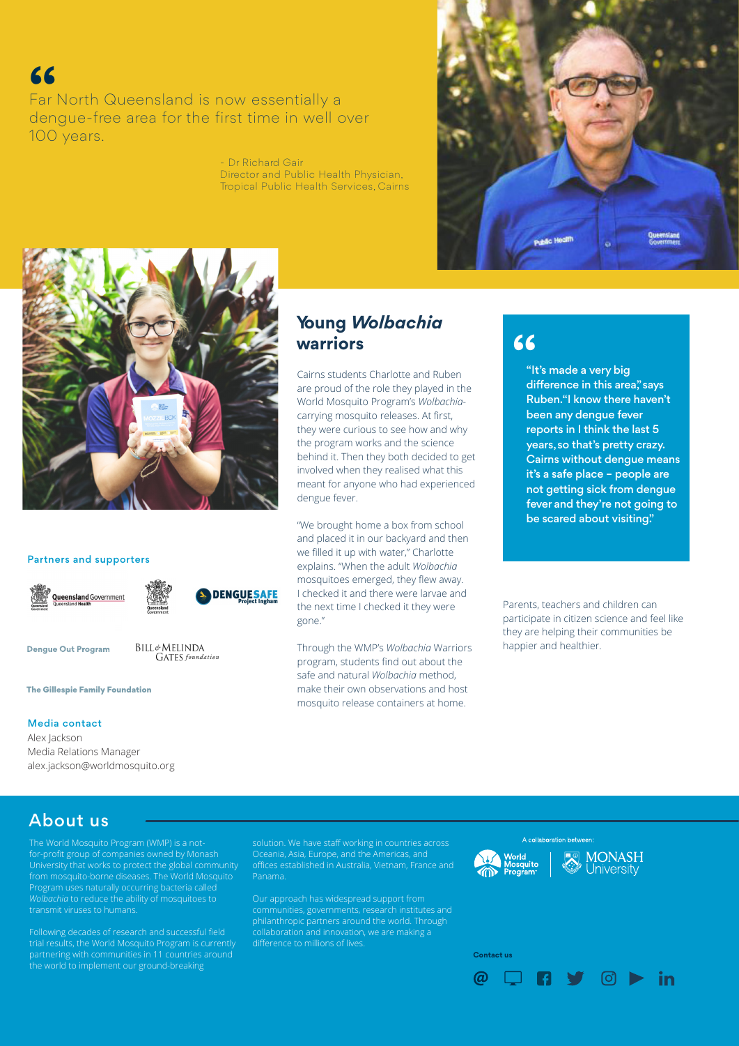> Far North Queensland is now essentially a dengue-free area for the first time in well over 100 years.
>
> - Dr Richard Gair
> Director and Public Health Physician, Tropical Public Health Services, Cairns

## Young *Wolbachia* warriors

Cairns students Charlotte and Ruben are proud of the role they played in the World Mosquito Program's *Wolbachia*-carrying mosquito releases. At first, they were curious to see how and why the program works and the science behind it. Then they both decided to get involved when they realised what this meant for anyone who had experienced dengue fever.

"We brought home a box from school and placed it in our backyard and then we filled it up with water," Charlotte explains. "When the adult *Wolbachia* mosquitoes emerged, they flew away. I checked it and there were larvae and the next time I checked it they were gone."

Through the WMP's *Wolbachia* Warriors program, students find out about the safe and natural *Wolbachia* method, make their own observations and host mosquito release containers at home.

> **"It's made a very big difference in this area," says Ruben. "I know there haven't been any dengue fever reports in I think the last 5 years, so that's pretty crazy. Cairns without dengue means it's a safe place – people are not getting sick from dengue fever and they're not going to be scared about visiting."**

Parents, teachers and children can participate in citizen science and feel like they are helping their communities be happier and healthier.

### Partners and supporters

Queensland Government – Queensland Health

Queensland Government

DENGUESAFE Project Ingham

Dengue Out Program

Bill & Melinda Gates foundation

The Gillespie Family Foundation

### Media contact

Alex Jackson
Media Relations Manager
alex.jackson@worldmosquito.org

## About us

The World Mosquito Program (WMP) is a not-for-profit group of companies owned by Monash University that works to protect the global community from mosquito-borne diseases. The World Mosquito Program uses naturally occurring bacteria called *Wolbachia* to reduce the ability of mosquitoes to transmit viruses to humans.

Following decades of research and successful field trial results, the World Mosquito Program is currently partnering with communities in 11 countries around the world to implement our ground-breaking solution. We have staff working in countries across Oceania, Asia, Europe, and the Americas, and offices established in Australia, Vietnam, France and Panama.

Our approach has widespread support from communities, governments, research institutes and philanthropic partners around the world. Through collaboration and innovation, we are making a difference to millions of lives.

A collaboration between:

World Mosquito Program | Monash University

Contact us